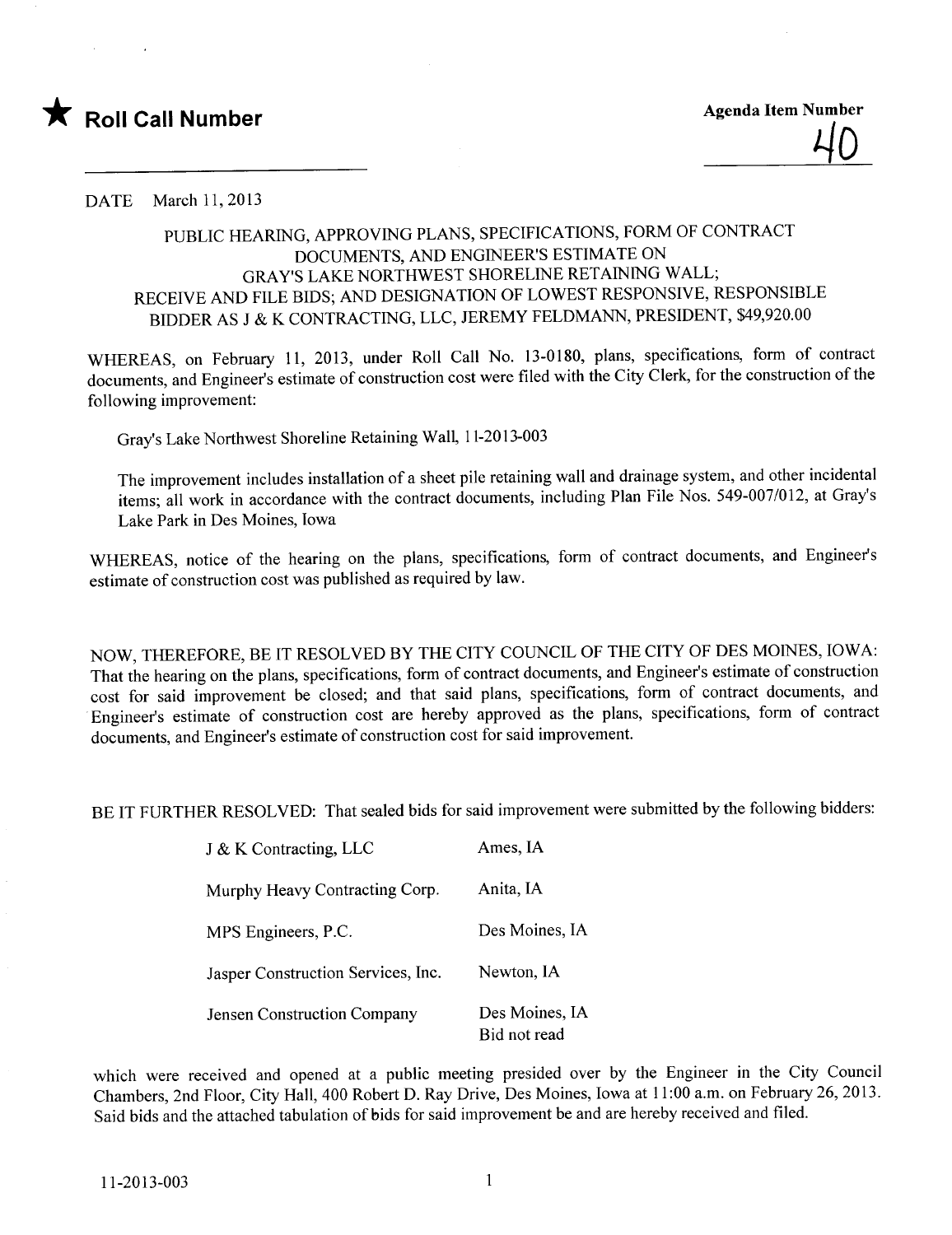★ **Roll Call Number**

**Agenda Item Number**

40

DATE March 11, 2013

PUBLIC HEARING, APPROVING PLANS, SPECIFICATIONS, FORM OF CONTRACT DOCUMENTS, AND ENGINEER'S ESTIMATE ON GRAY'S LAKE NORTHWEST SHORELINE RETAINING WALL; RECEIVE AND FILE BIDS; AND DESIGNATION OF LOWEST RESPONSIVE, RESPONSIBLE BIDDER AS J & K CONTRACTING, LLC, JEREMY FELDMANN, PRESIDENT, $49,920.00

WHEREAS, on February 11, 2013, under Roll Call No. 13-0180, plans, specifications, form of contract documents, and Engineer's estimate of construction cost were filed with the City Clerk, for the construction of the following improvement:

Gray's Lake Northwest Shoreline Retaining Wall, 11-2013-003

The improvement includes installation of a sheet pile retaining wall and drainage system, and other incidental items; all work in accordance with the contract documents, including Plan File Nos. 549-007/012, at Gray's Lake Park in Des Moines, Iowa

WHEREAS, notice of the hearing on the plans, specifications, form of contract documents, and Engineer's estimate of construction cost was published as required by law.

NOW, THEREFORE, BE IT RESOLVED BY THE CITY COUNCIL OF THE CITY OF DES MOINES, IOWA: That the hearing on the plans, specifications, form of contract documents, and Engineer's estimate of construction cost for said improvement be closed; and that said plans, specifications, form of contract documents, and Engineer's estimate of construction cost are hereby approved as the plans, specifications, form of contract documents, and Engineer's estimate of construction cost for said improvement.

BE IT FURTHER RESOLVED: That sealed bids for said improvement were submitted by the following bidders:

| | |
|---|---|
| J & K Contracting, LLC | Ames, IA |
| Murphy Heavy Contracting Corp. | Anita, IA |
| MPS Engineers, P.C. | Des Moines, IA |
| Jasper Construction Services, Inc. | Newton, IA |
| Jensen Construction Company | Des Moines, IA<br>Bid not read |

which were received and opened at a public meeting presided over by the Engineer in the City Council Chambers, 2nd Floor, City Hall, 400 Robert D. Ray Drive, Des Moines, Iowa at 11:00 a.m. on February 26, 2013. Said bids and the attached tabulation of bids for said improvement be and are hereby received and filed.

11-2013-003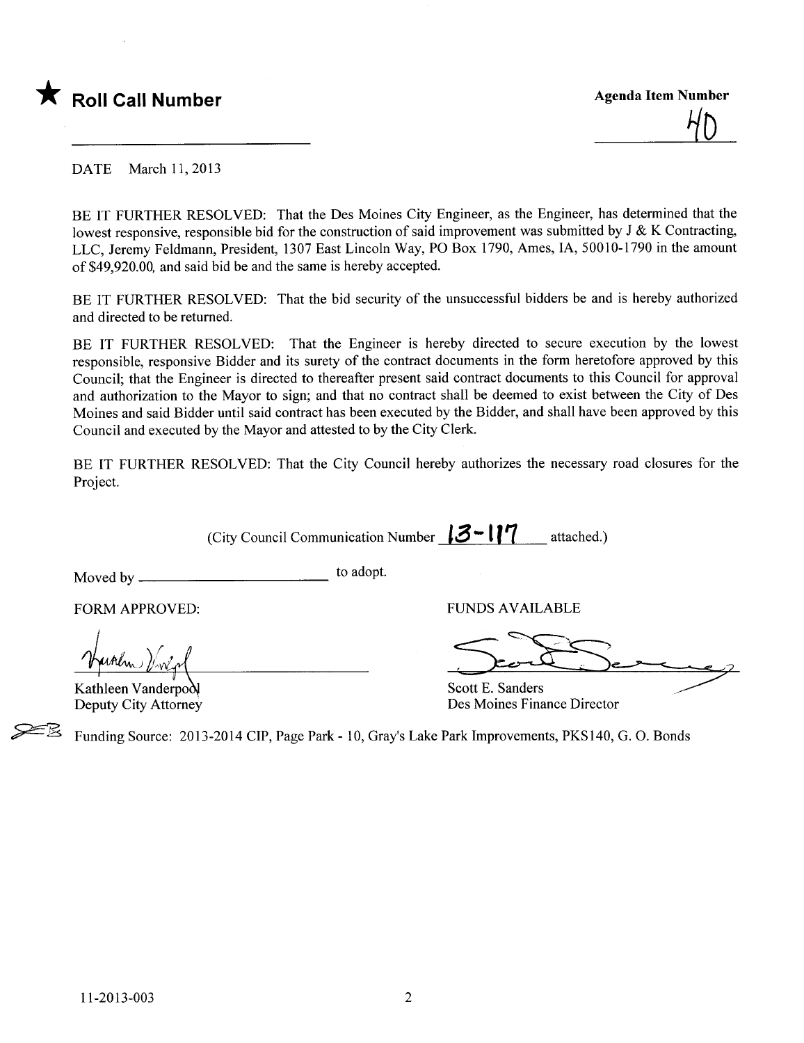★ **Roll Call Number**

**Agenda Item Number**

40

DATE March 11, 2013

BE IT FURTHER RESOLVED: That the Des Moines City Engineer, as the Engineer, has determined that the lowest responsive, responsible bid for the construction of said improvement was submitted by J & K Contracting, LLC, Jeremy Feldmann, President, 1307 East Lincoln Way, PO Box 1790, Ames, IA, 50010-1790 in the amount of $49,920.00, and said bid be and the same is hereby accepted.

BE IT FURTHER RESOLVED: That the bid security of the unsuccessful bidders be and is hereby authorized and directed to be returned.

BE IT FURTHER RESOLVED: That the Engineer is hereby directed to secure execution by the lowest responsible, responsive Bidder and its surety of the contract documents in the form heretofore approved by this Council; that the Engineer is directed to thereafter present said contract documents to this Council for approval and authorization to the Mayor to sign; and that no contract shall be deemed to exist between the City of Des Moines and said Bidder until said contract has been executed by the Bidder, and shall have been approved by this Council and executed by the Mayor and attested to by the City Clerk.

BE IT FURTHER RESOLVED: That the City Council hereby authorizes the necessary road closures for the Project.

(City Council Communication Number 13-117 attached.)

Moved by ______________________ to adopt.

FORM APPROVED:

Kathleen Vanderpool
Deputy City Attorney

FUNDS AVAILABLE

Scott E. Sanders
Des Moines Finance Director

Funding Source: 2013-2014 CIP, Page Park - 10, Gray's Lake Park Improvements, PKS140, G. O. Bonds

11-2013-003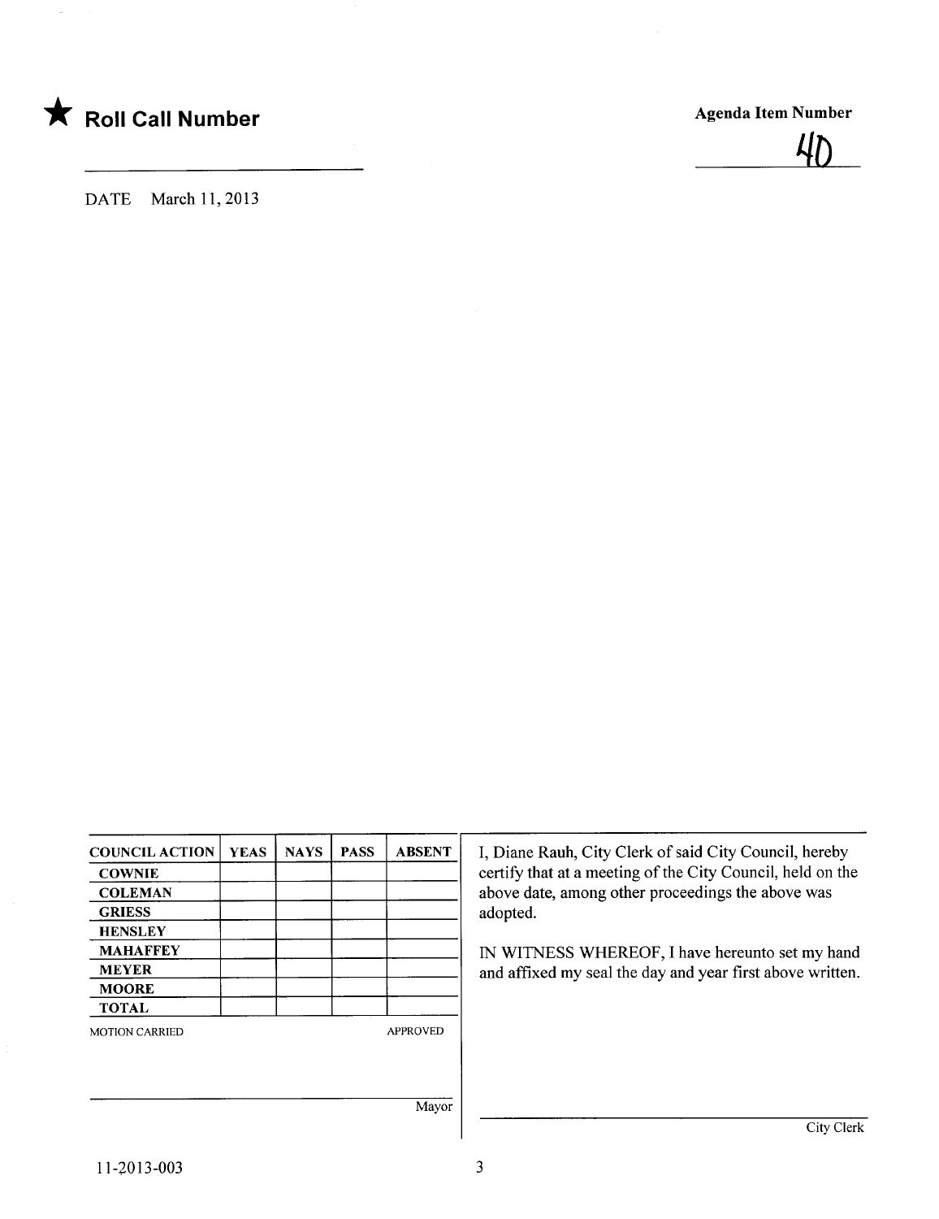★ **Roll Call Number**

**Agenda Item Number**

40

DATE March 11, 2013

| COUNCIL ACTION | YEAS | NAYS | PASS | ABSENT |
|---|---|---|---|---|
| COWNIE | | | | |
| COLEMAN | | | | |
| GRIESS | | | | |
| HENSLEY | | | | |
| MAHAFFEY | | | | |
| MEYER | | | | |
| MOORE | | | | |
| TOTAL | | | | |

MOTION CARRIED APPROVED

Mayor

I, Diane Rauh, City Clerk of said City Council, hereby certify that at a meeting of the City Council, held on the above date, among other proceedings the above was adopted.

IN WITNESS WHEREOF, I have hereunto set my hand and affixed my seal the day and year first above written.

City Clerk

11-2013-003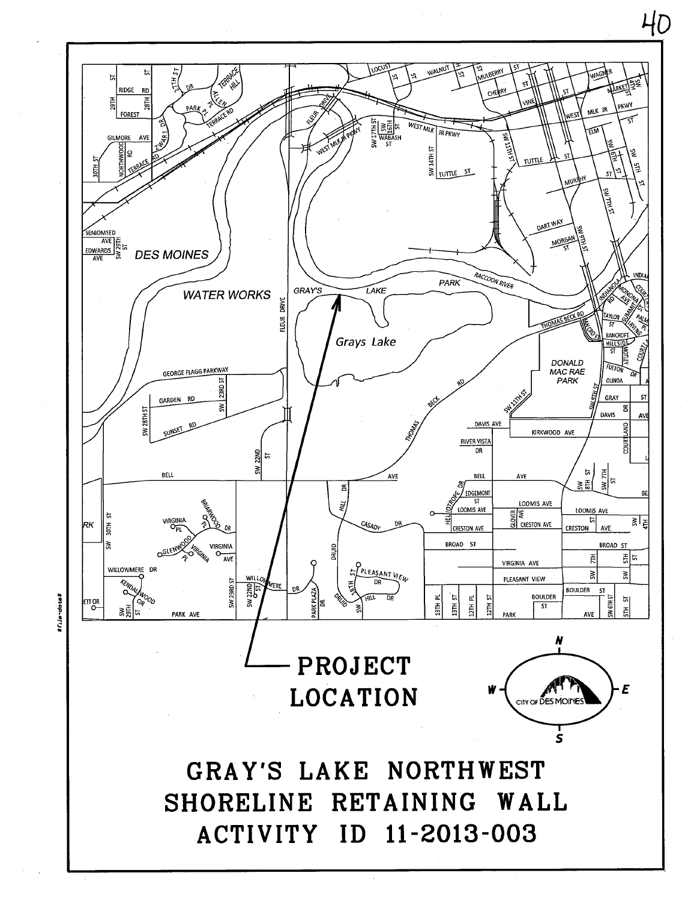PROJECT LOCATION

# GRAY'S LAKE NORTHWEST SHORELINE RETAINING WALL ACTIVITY ID 11-2013-003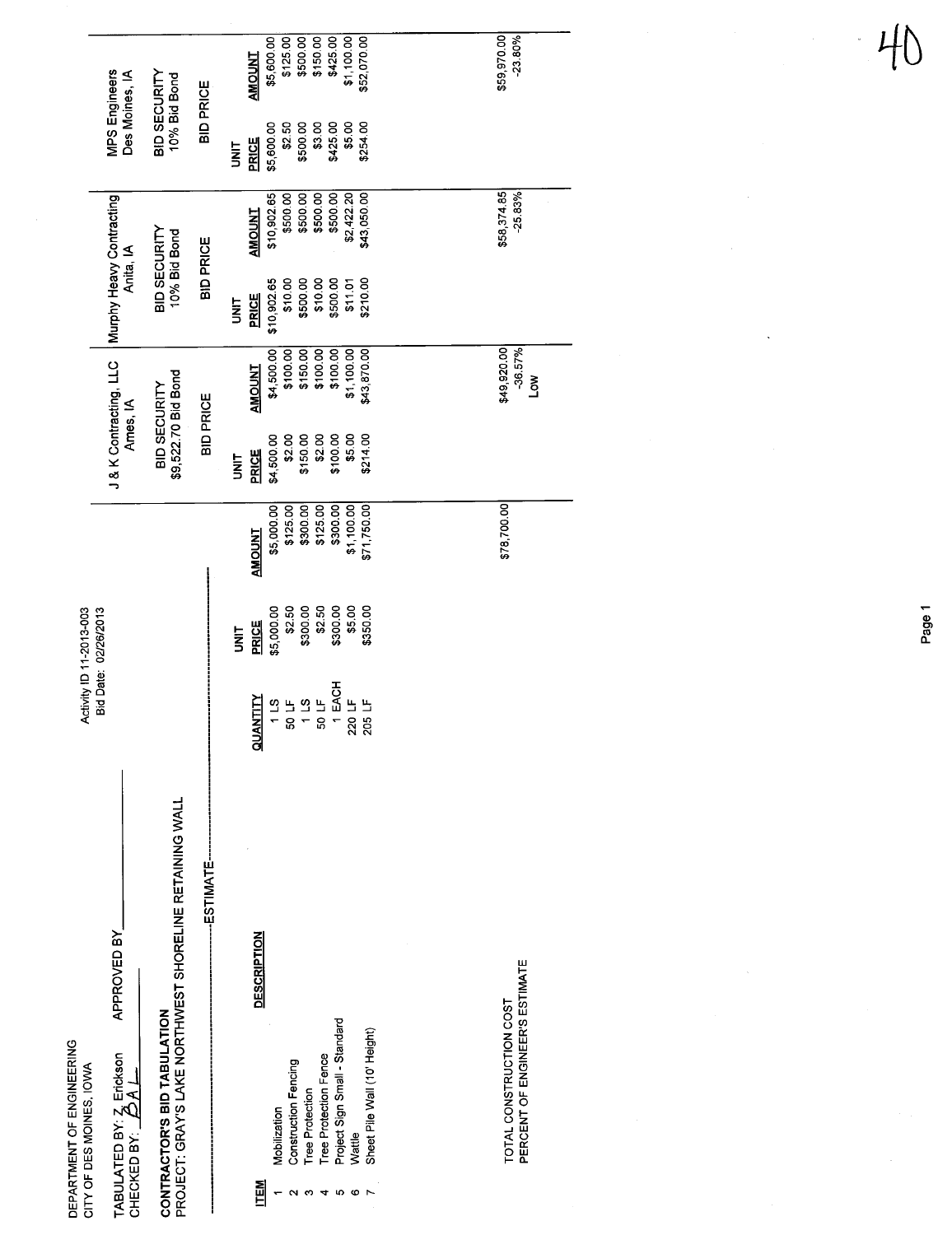DEPARTMENT OF ENGINEERING
CITY OF DES MOINES, IOWA

Activity ID 11-2013-003
Bid Date: 02/26/2013

TABULATED BY: Z Erickson APPROVED BY\_\_\_\_\_\_\_\_\_\_
CHECKED BY: BAL

**CONTRACTOR'S BID TABULATION**
**PROJECT: GRAY'S LAKE NORTHWEST SHORELINE RETAINING WALL**

| | | | ESTIMATE | | J & K Contracting, LLC Ames, IA | | Murphy Heavy Contracting Anita, IA | | MPS Engineers Des Moines, IA | |
|---|---|---|---|---|---|---|---|---|---|---|
| | | | | | BID SECURITY $9,522.70 Bid Bond | | BID SECURITY 10% Bid Bond | | BID SECURITY 10% Bid Bond | |
| | | | | | BID PRICE | | BID PRICE | | BID PRICE | |
| **ITEM** | **DESCRIPTION** | **QUANTITY** | **UNIT PRICE** | **AMOUNT** | **UNIT PRICE** | **AMOUNT** | **UNIT PRICE** | **AMOUNT** | **UNIT PRICE** | **AMOUNT** |
| 1 | Mobilization | 1 LS | $5,000.00 | $5,000.00 | $4,500.00 | $4,500.00 | $10,902.65 | $10,902.65 | $5,600.00 | $5,600.00 |
| 2 | Construction Fencing | 50 LF | $2.50 | $125.00 | $2.00 | $100.00 | $10.00 | $500.00 | $2.50 | $125.00 |
| 3 | Tree Protection | 1 LS | $300.00 | $300.00 | $150.00 | $150.00 | $500.00 | $500.00 | $500.00 | $500.00 |
| 4 | Tree Protection Fence | 50 LF | $2.50 | $125.00 | $2.00 | $100.00 | $10.00 | $500.00 | $3.00 | $150.00 |
| 5 | Project Sign Small - Standard | 1 EACH | $300.00 | $300.00 | $100.00 | $100.00 | $500.00 | $500.00 | $425.00 | $425.00 |
| 6 | Wattle | 220 LF | $5.00 | $1,100.00 | $5.00 | $1,100.00 | $11.01 | $2,422.20 | $5.00 | $1,100.00 |
| 7 | Sheet Pile Wall (10' Height) | 205 LF | $350.00 | $71,750.00 | $214.00 | $43,870.00 | $210.00 | $43,050.00 | $254.00 | $52,070.00 |
| | TOTAL CONSTRUCTION COST | | | $78,700.00 | | $49,920.00 | | $58,374.85 | | $59,970.00 |
| | PERCENT OF ENGINEER'S ESTIMATE | | | | | -36.57% | | -25.83% | | -23.80% |
| | | | | | | Low | | | | |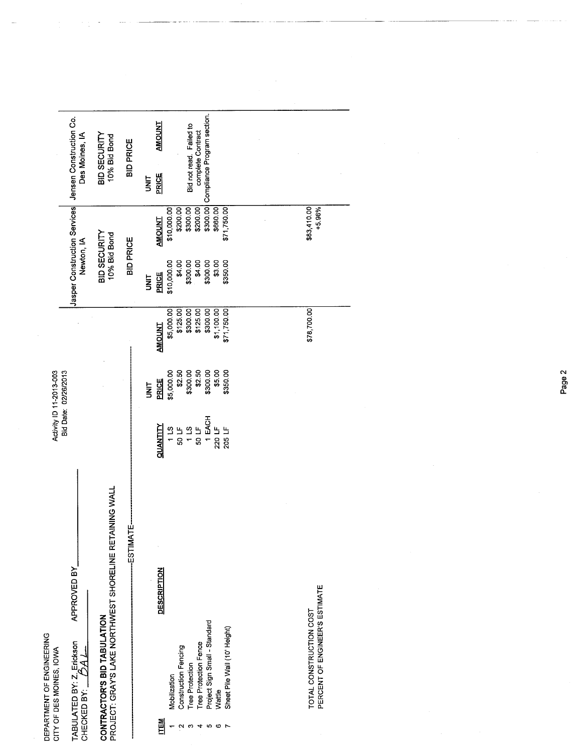DEPARTMENT OF ENGINEERING
CITY OF DES MOINES, IOWA

Activity ID 11-2013-003
Bid Date: 02/26/2013

TABULATED BY: Z. Erickson APPROVED BY
CHECKED BY: BAL

**CONTRACTOR'S BID TABULATION**
PROJECT: GRAY'S LAKE NORTHWEST SHORELINE RETAINING WALL

| | | ESTIMATE | | | Jasper Construction Services, Newton, IA — BID SECURITY 10% Bid Bond — BID PRICE | | Jensen Construction Co., Des Moines, IA — BID SECURITY 10% Bid Bond — BID PRICE | |
|---|---|---|---|---|---|---|---|---|
| **ITEM** | **DESCRIPTION** | **QUANTITY** | **UNIT PRICE** | **AMOUNT** | **UNIT PRICE** | **AMOUNT** | **UNIT PRICE** | **AMOUNT** |
| 1 | Mobilization | 1 LS | $5,000.00 | $5,000.00 | $10,000.00 | $10,000.00 | Bid not read. Failed to complete Contract Compliance Program section. | |
| 2 | Construction Fencing | 50 LF | $2.50 | $125.00 | $4.00 | $200.00 | | |
| 3 | Tree Protection | 1 LS | $300.00 | $300.00 | $300.00 | $300.00 | | |
| 4 | Tree Protection Fence | 50 LF | $2.50 | $125.00 | $4.00 | $200.00 | | |
| 5 | Project Sign Small - Standard | 1 EACH | $300.00 | $300.00 | $300.00 | $300.00 | | |
| 6 | Wattle | 220 LF | $5.00 | $1,100.00 | $3.00 | $660.00 | | |
| 7 | Sheet Pile Wall (10' Height) | 205 LF | $350.00 | $71,750.00 | $350.00 | $71,750.00 | | |
| | TOTAL CONSTRUCTION COST | | | $78,700.00 | | $83,410.00 | | |
| | PERCENT OF ENGINEER'S ESTIMATE | | | | | +5.98% | | |